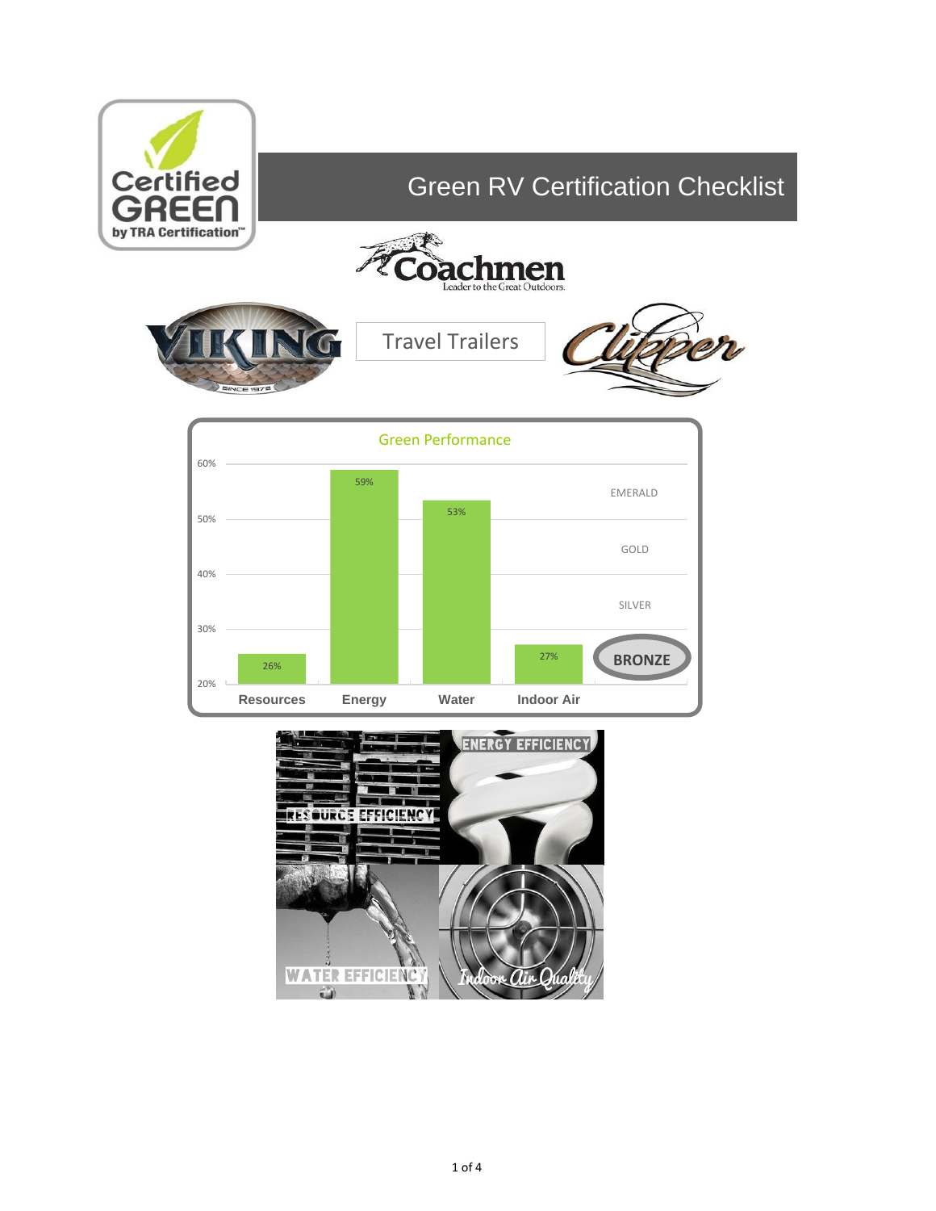Certified GREEN by TRA Certification™

# Green RV Certification Checklist

Coachmen — Leader to the Great Outdoors.

VIKING — SINCE 1978

Travel Trailers

Clipper

## Green Performance

| Category | Score |
| --- | --- |
| Resources | 26% |
| Energy | 59% |
| Water | 53% |
| Indoor Air | 27% |

Levels: EMERALD, GOLD, SILVER, **BRONZE**

RESOURCE EFFICIENCY

ENERGY EFFICIENCY

WATER EFFICIENCY

Indoor Air Quality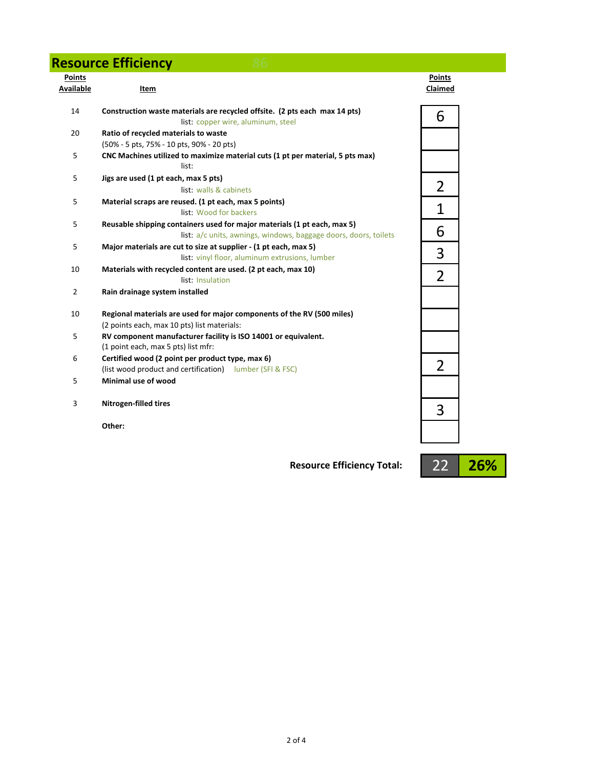## Resource Efficiency

| Points Available | Item | Points Claimed |
|---|---|---|
| 14 | **Construction waste materials are recycled offsite. (2 pts each max 14 pts)** list: copper wire, aluminum, steel | 6 |
| 20 | **Ratio of recycled materials to waste** (50% - 5 pts, 75% - 10 pts, 90% - 20 pts) | |
| 5 | **CNC Machines utilized to maximize material cuts (1 pt per material, 5 pts max)** list: | |
| 5 | **Jigs are used (1 pt each, max 5 pts)** list: walls & cabinets | 2 |
| 5 | **Material scraps are reused. (1 pt each, max 5 points)** list: Wood for backers | 1 |
| 5 | **Reusable shipping containers used for major materials (1 pt each, max 5)** list: a/c units, awnings, windows, baggage doors, doors, toilets | 6 |
| 5 | **Major materials are cut to size at supplier - (1 pt each, max 5)** list: vinyl floor, aluminum extrusions, lumber | 3 |
| 10 | **Materials with recycled content are used. (2 pt each, max 10)** list: Insulation | 2 |
| 2 | **Rain drainage system installed** | |
| 10 | **Regional materials are used for major components of the RV (500 miles)** (2 points each, max 10 pts) list materials: | |
| 5 | **RV component manufacturer facility is ISO 14001 or equivalent.** (1 point each, max 5 pts) list mfr: | |
| 6 | **Certified wood (2 point per product type, max 6)** (list wood product and certification) lumber (SFI & FSC) | 2 |
| 5 | **Minimal use of wood** | |
| 3 | **Nitrogen-filled tires** | 3 |
| | **Other:** | |

**Resource Efficiency Total:** 22 | **26%**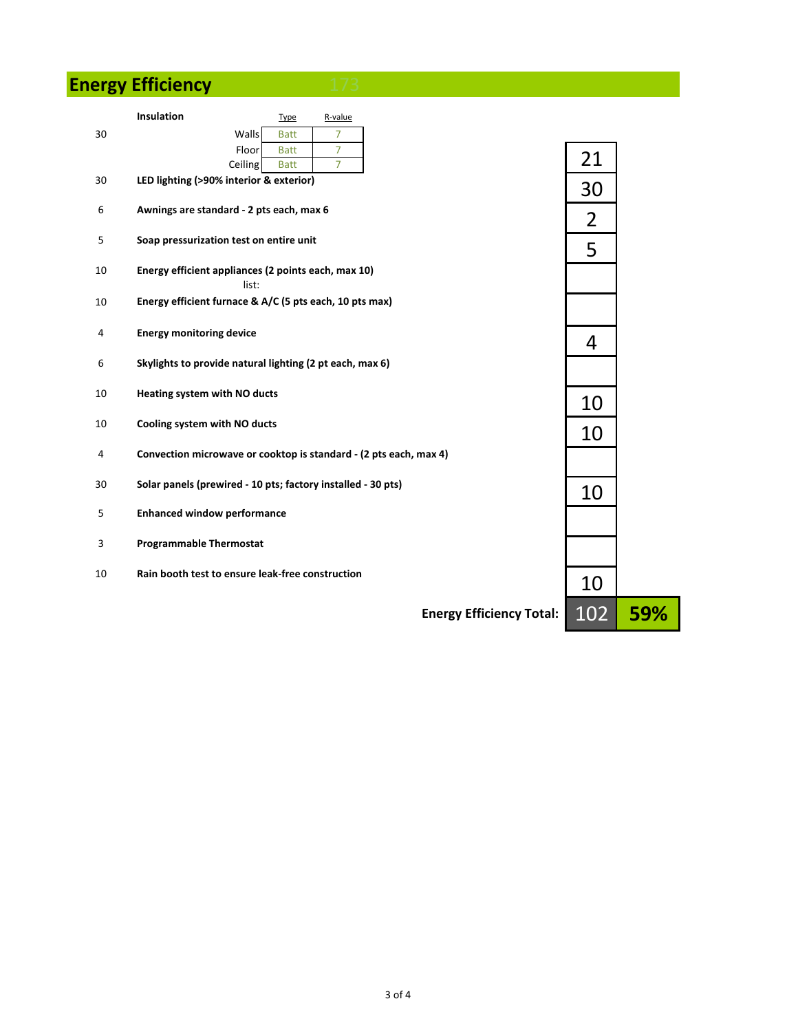## Energy Efficiency

173

| Max Points | Item | Type | R-value | Points |
|---|---|---|---|---|
| 30 | **Insulation** | | | 21 |
| | Walls | Batt | 7 | |
| | Floor | Batt | 7 | |
| | Ceiling | Batt | 7 | |
| 30 | **LED lighting (>90% interior & exterior)** | | | 30 |
| 6 | **Awnings are standard - 2 pts each, max 6** | | | 2 |
| 5 | **Soap pressurization test on entire unit** | | | 5 |
| 10 | **Energy efficient appliances (2 points each, max 10)** list: | | | |
| 10 | **Energy efficient furnace & A/C (5 pts each, 10 pts max)** | | | |
| 4 | **Energy monitoring device** | | | 4 |
| 6 | **Skylights to provide natural lighting (2 pt each, max 6)** | | | |
| 10 | **Heating system with NO ducts** | | | 10 |
| 10 | **Cooling system with NO ducts** | | | 10 |
| 4 | **Convection microwave or cooktop is standard - (2 pts each, max 4)** | | | |
| 30 | **Solar panels (prewired - 10 pts; factory installed - 30 pts)** | | | 10 |
| 5 | **Enhanced window performance** | | | |
| 3 | **Programmable Thermostat** | | | |
| 10 | **Rain booth test to ensure leak-free construction** | | | 10 |

**Energy Efficiency Total:** 102 **59%**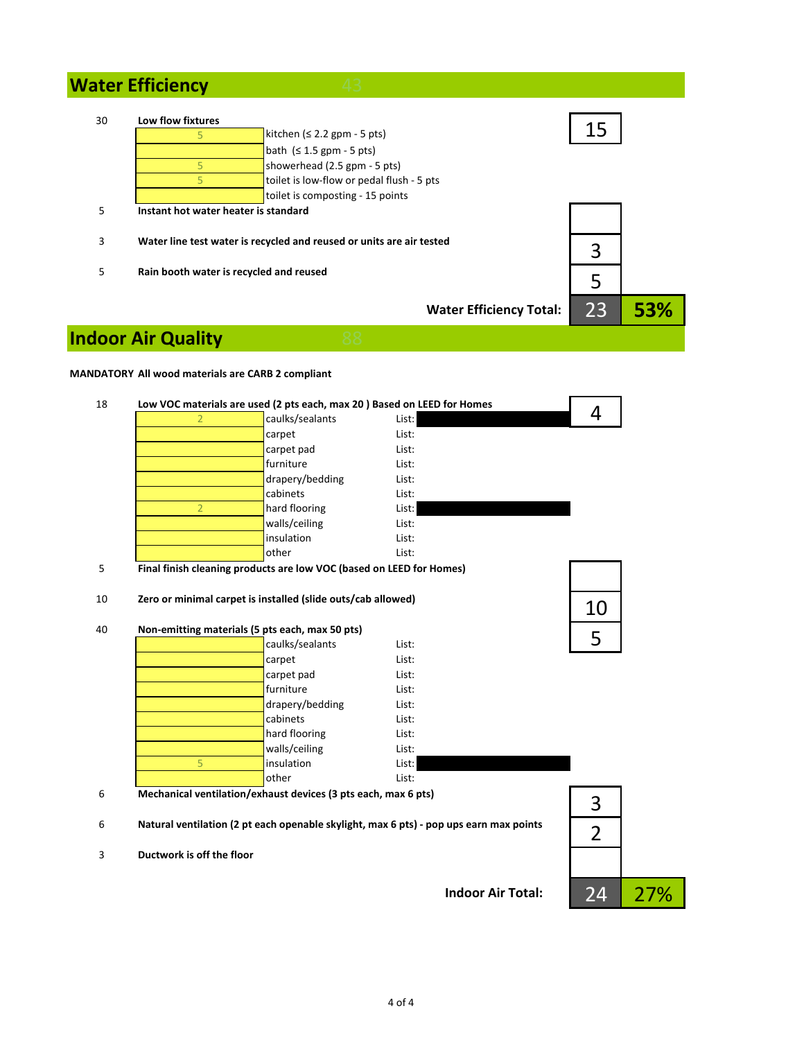## Water Efficiency

| | | | | |
|---|---|---|---|---|
| 30 | **Low flow fixtures** | | 15 | |
| | 5 | kitchen (≤ 2.2 gpm - 5 pts) | | |
| | | bath (≤ 1.5 gpm - 5 pts) | | |
| | 5 | showerhead (2.5 gpm - 5 pts) | | |
| | 5 | toilet is low-flow or pedal flush - 5 pts | | |
| | | toilet is composting - 15 points | | |
| 5 | **Instant hot water heater is standard** | | | |
| 3 | **Water line test water is recycled and reused or units are air tested** | | 3 | |
| 5 | **Rain booth water is recycled and reused** | | 5 | |
| | | **Water Efficiency Total:** | 23 | **53%** |

## Indoor Air Quality

**MANDATORY All wood materials are CARB 2 compliant**

| | | | | | |
|---|---|---|---|---|---|
| 18 | **Low VOC materials are used (2 pts each, max 20 ) Based on LEED for Homes** | | | 4 | |
| | 2 | caulks/sealants | List: | | |
| | | carpet | List: | | |
| | | carpet pad | List: | | |
| | | furniture | List: | | |
| | | drapery/bedding | List: | | |
| | | cabinets | List: | | |
| | 2 | hard flooring | List: | | |
| | | walls/ceiling | List: | | |
| | | insulation | List: | | |
| | | other | List: | | |
| 5 | **Final finish cleaning products are low VOC (based on LEED for Homes)** | | | | |
| 10 | **Zero or minimal carpet is installed (slide outs/cab allowed)** | | | 10 | |
| 40 | **Non-emitting materials (5 pts each, max 50 pts)** | | | 5 | |
| | | caulks/sealants | List: | | |
| | | carpet | List: | | |
| | | carpet pad | List: | | |
| | | furniture | List: | | |
| | | drapery/bedding | List: | | |
| | | cabinets | List: | | |
| | | hard flooring | List: | | |
| | | walls/ceiling | List: | | |
| | 5 | insulation | List: | | |
| | | other | List: | | |
| 6 | **Mechanical ventilation/exhaust devices (3 pts each, max 6 pts)** | | | 3 | |
| 6 | **Natural ventilation (2 pt each openable skylight, max 6 pts) - pop ups earn max points** | | | 2 | |
| 3 | **Ductwork is off the floor** | | | | |
| | | | **Indoor Air Total:** | 24 | 27% |